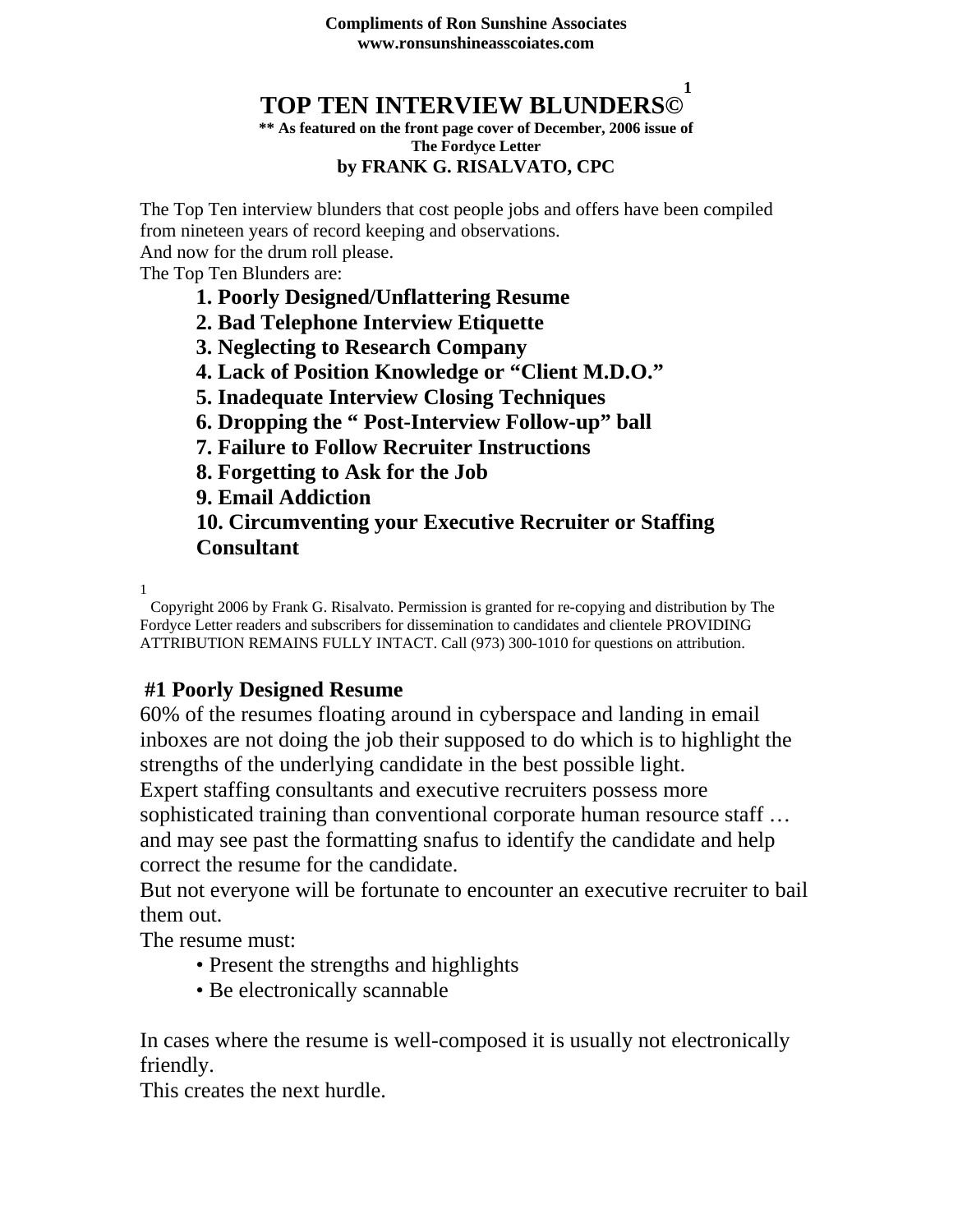**Compliments of Ron Sunshine Associates**
**www.ronsunshineasscoiates.com**

# TOP TEN INTERVIEW BLUNDERS©[1]

**\*\* As featured on the front page cover of December, 2006 issue of The Fordyce Letter**

**by FRANK G. RISALVATO, CPC**

The Top Ten interview blunders that cost people jobs and offers have been compiled from nineteen years of record keeping and observations.
And now for the drum roll please.
The Top Ten Blunders are:

1. **Poorly Designed/Unflattering Resume**
2. **Bad Telephone Interview Etiquette**
3. **Neglecting to Research Company**
4. **Lack of Position Knowledge or "Client M.D.O."**
5. **Inadequate Interview Closing Techniques**
6. **Dropping the " Post-Interview Follow-up" ball**
7. **Failure to Follow Recruiter Instructions**
8. **Forgetting to Ask for the Job**
9. **Email Addiction**
10. **Circumventing your Executive Recruiter or Staffing Consultant**

[1] Copyright 2006 by Frank G. Risalvato. Permission is granted for re-copying and distribution by The Fordyce Letter readers and subscribers for dissemination to candidates and clientele PROVIDING ATTRIBUTION REMAINS FULLY INTACT. Call (973) 300-1010 for questions on attribution.

## #1 Poorly Designed Resume

60% of the resumes floating around in cyberspace and landing in email inboxes are not doing the job their supposed to do which is to highlight the strengths of the underlying candidate in the best possible light.
Expert staffing consultants and executive recruiters possess more sophisticated training than conventional corporate human resource staff … and may see past the formatting snafus to identify the candidate and help correct the resume for the candidate.
But not everyone will be fortunate to encounter an executive recruiter to bail them out.
The resume must:

- Present the strengths and highlights
- Be electronically scannable

In cases where the resume is well-composed it is usually not electronically friendly.
This creates the next hurdle.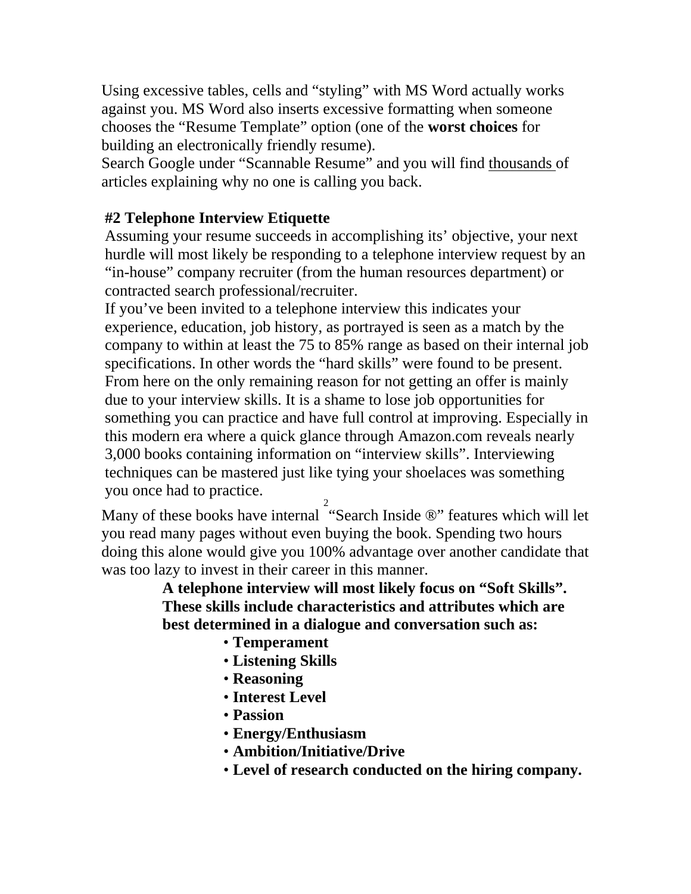Using excessive tables, cells and "styling" with MS Word actually works against you. MS Word also inserts excessive formatting when someone chooses the "Resume Template" option (one of the **worst choices** for building an electronically friendly resume).

Search Google under "Scannable Resume" and you will find thousands of articles explaining why no one is calling you back.

### #2 Telephone Interview Etiquette

Assuming your resume succeeds in accomplishing its' objective, your next hurdle will most likely be responding to a telephone interview request by an "in-house" company recruiter (from the human resources department) or contracted search professional/recruiter.

If you've been invited to a telephone interview this indicates your experience, education, job history, as portrayed is seen as a match by the company to within at least the 75 to 85% range as based on their internal job specifications. In other words the "hard skills" were found to be present. From here on the only remaining reason for not getting an offer is mainly due to your interview skills. It is a shame to lose job opportunities for something you can practice and have full control at improving. Especially in this modern era where a quick glance through Amazon.com reveals nearly 3,000 books containing information on "interview skills". Interviewing techniques can be mastered just like tying your shoelaces was something you once had to practice.

Many of these books have internal "Search Inside ®" features which will let you read many pages without even buying the book. Spending two hours doing this alone would give you 100% advantage over another candidate that was too lazy to invest in their career in this manner.

**A telephone interview will most likely focus on "Soft Skills". These skills include characteristics and attributes which are best determined in a dialogue and conversation such as:**

- **Temperament**
- **Listening Skills**
- **Reasoning**
- **Interest Level**
- **Passion**
- **Energy/Enthusiasm**
- **Ambition/Initiative/Drive**
- **Level of research conducted on the hiring company.**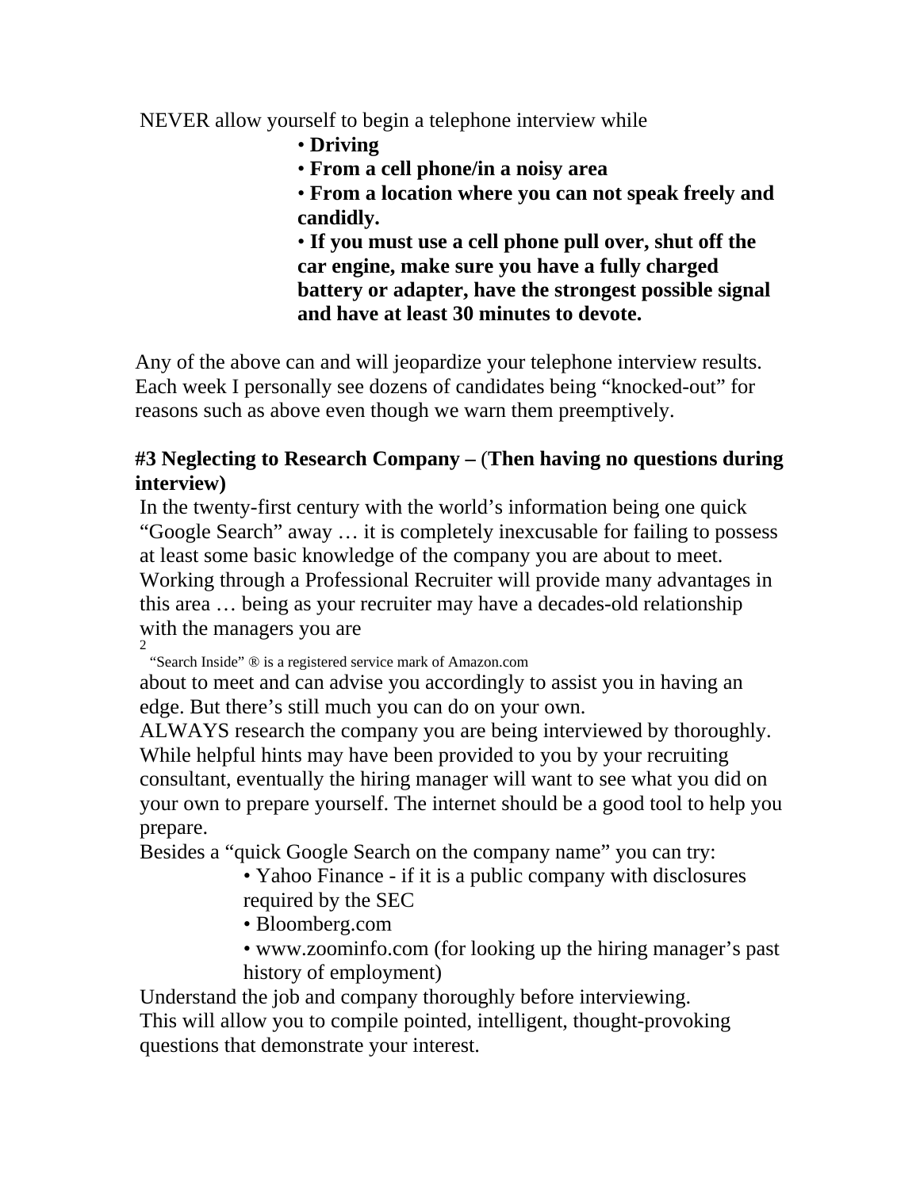NEVER allow yourself to begin a telephone interview while

- **Driving**
- **From a cell phone/in a noisy area**
- **From a location where you can not speak freely and candidly.**
- **If you must use a cell phone pull over, shut off the car engine, make sure you have a fully charged battery or adapter, have the strongest possible signal and have at least 30 minutes to devote.**

Any of the above can and will jeopardize your telephone interview results. Each week I personally see dozens of candidates being "knocked-out" for reasons such as above even though we warn them preemptively.

### #3 Neglecting to Research Company – (Then having no questions during interview)

In the twenty-first century with the world's information being one quick "Google Search" away … it is completely inexcusable for failing to possess at least some basic knowledge of the company you are about to meet. Working through a Professional Recruiter will provide many advantages in this area … being as your recruiter may have a decades-old relationship with the managers you are about to meet and can advise you accordingly to assist you in having an edge. But there's still much you can do on your own.

ALWAYS research the company you are being interviewed by thoroughly. While helpful hints may have been provided to you by your recruiting consultant, eventually the hiring manager will want to see what you did on your own to prepare yourself. The internet should be a good tool to help you prepare.

Besides a "quick Google Search on the company name" you can try:

- Yahoo Finance - if it is a public company with disclosures required by the SEC
- Bloomberg.com
- www.zoominfo.com (for looking up the hiring manager's past history of employment)

Understand the job and company thoroughly before interviewing. This will allow you to compile pointed, intelligent, thought-provoking questions that demonstrate your interest.

[2] "Search Inside" ® is a registered service mark of Amazon.com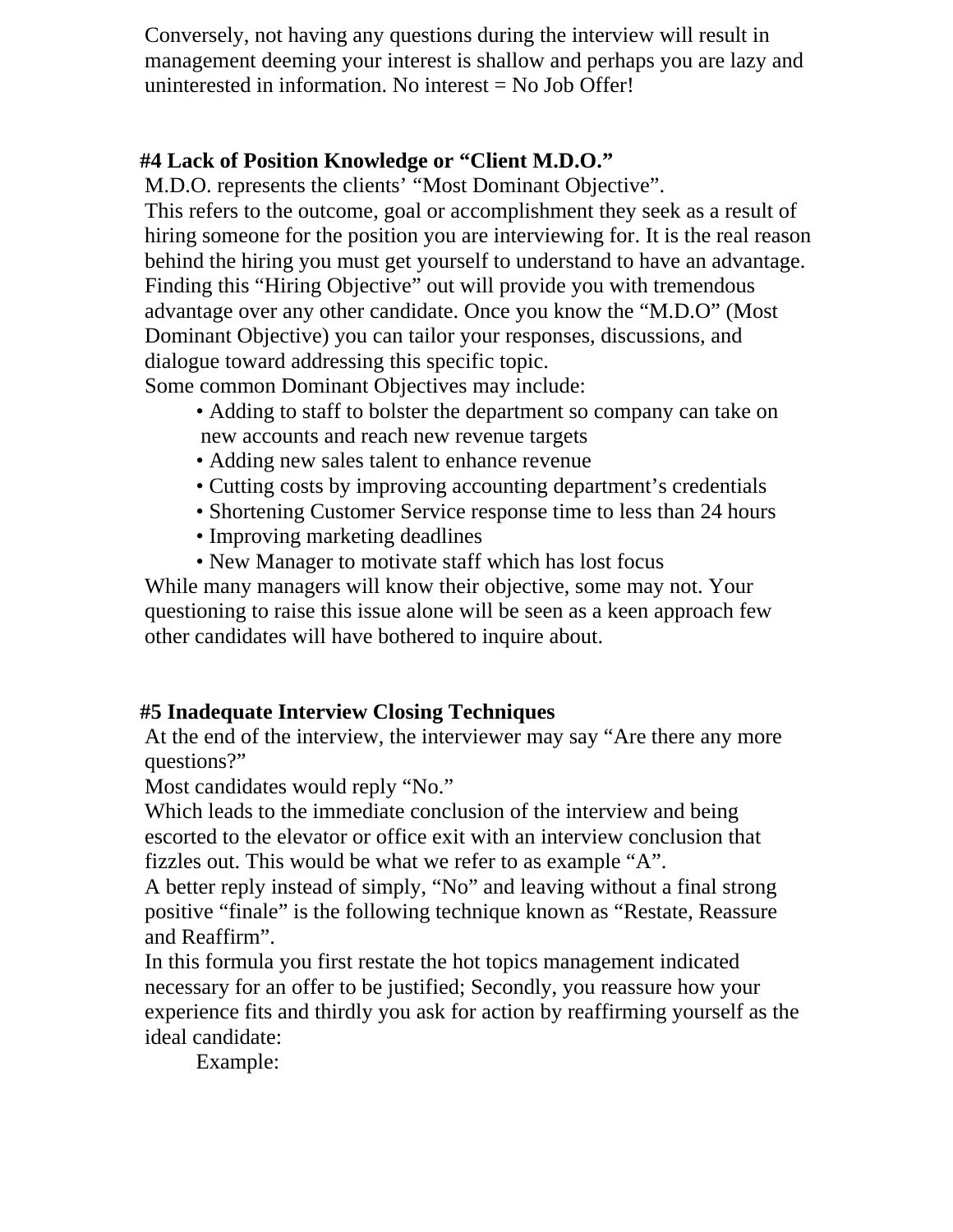Conversely, not having any questions during the interview will result in management deeming your interest is shallow and perhaps you are lazy and uninterested in information. No interest = No Job Offer!

**#4 Lack of Position Knowledge or "Client M.D.O."**

M.D.O. represents the clients' "Most Dominant Objective".
This refers to the outcome, goal or accomplishment they seek as a result of hiring someone for the position you are interviewing for. It is the real reason behind the hiring you must get yourself to understand to have an advantage. Finding this "Hiring Objective" out will provide you with tremendous advantage over any other candidate. Once you know the "M.D.O" (Most Dominant Objective) you can tailor your responses, discussions, and dialogue toward addressing this specific topic.
Some common Dominant Objectives may include:

- Adding to staff to bolster the department so company can take on new accounts and reach new revenue targets
- Adding new sales talent to enhance revenue
- Cutting costs by improving accounting department's credentials
- Shortening Customer Service response time to less than 24 hours
- Improving marketing deadlines
- New Manager to motivate staff which has lost focus

While many managers will know their objective, some may not. Your questioning to raise this issue alone will be seen as a keen approach few other candidates will have bothered to inquire about.

**#5 Inadequate Interview Closing Techniques**

At the end of the interview, the interviewer may say "Are there any more questions?"
Most candidates would reply "No."
Which leads to the immediate conclusion of the interview and being escorted to the elevator or office exit with an interview conclusion that fizzles out. This would be what we refer to as example "A".
A better reply instead of simply, "No" and leaving without a final strong positive "finale" is the following technique known as "Restate, Reassure and Reaffirm".
In this formula you first restate the hot topics management indicated necessary for an offer to be justified; Secondly, you reassure how your experience fits and thirdly you ask for action by reaffirming yourself as the ideal candidate:

Example: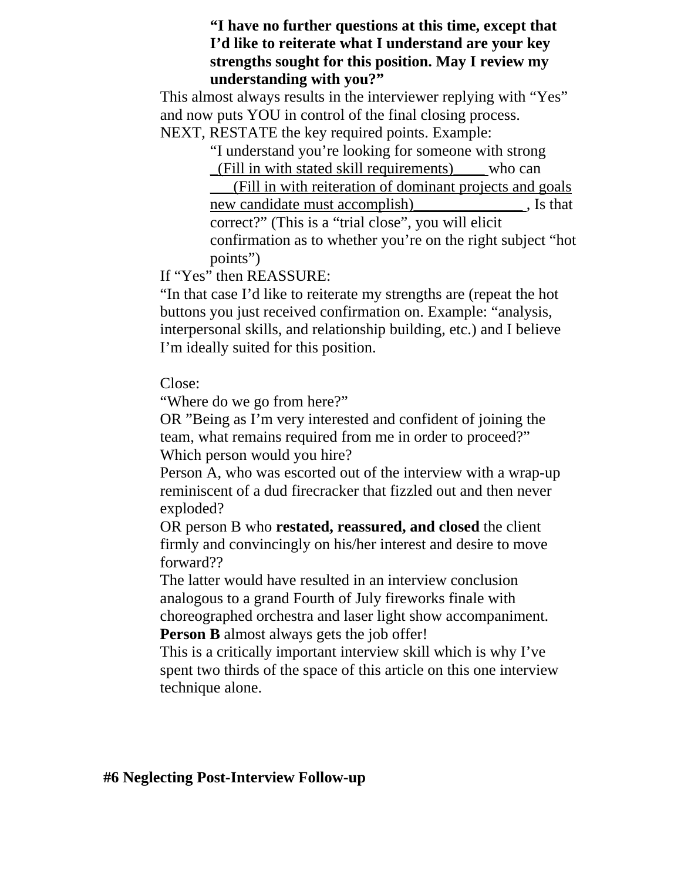**"I have no further questions at this time, except that I'd like to reiterate what I understand are your key strengths sought for this position. May I review my understanding with you?"**

This almost always results in the interviewer replying with "Yes" and now puts YOU in control of the final closing process.

NEXT, RESTATE the key required points. Example:

"I understand you're looking for someone with strong _(Fill in with stated skill requirements)____ who can ___(Fill in with reiteration of dominant projects and goals new candidate must accomplish)_______________, Is that correct?" (This is a "trial close", you will elicit confirmation as to whether you're on the right subject "hot points")

If "Yes" then REASSURE:

"In that case I'd like to reiterate my strengths are (repeat the hot buttons you just received confirmation on. Example: "analysis, interpersonal skills, and relationship building, etc.) and I believe I'm ideally suited for this position.

Close:

"Where do we go from here?"

OR "Being as I'm very interested and confident of joining the team, what remains required from me in order to proceed?"

Which person would you hire?

Person A, who was escorted out of the interview with a wrap-up reminiscent of a dud firecracker that fizzled out and then never exploded?

OR person B who **restated, reassured, and closed** the client firmly and convincingly on his/her interest and desire to move forward??

The latter would have resulted in an interview conclusion analogous to a grand Fourth of July fireworks finale with choreographed orchestra and laser light show accompaniment.

**Person B** almost always gets the job offer!

This is a critically important interview skill which is why I've spent two thirds of the space of this article on this one interview technique alone.

## #6 Neglecting Post-Interview Follow-up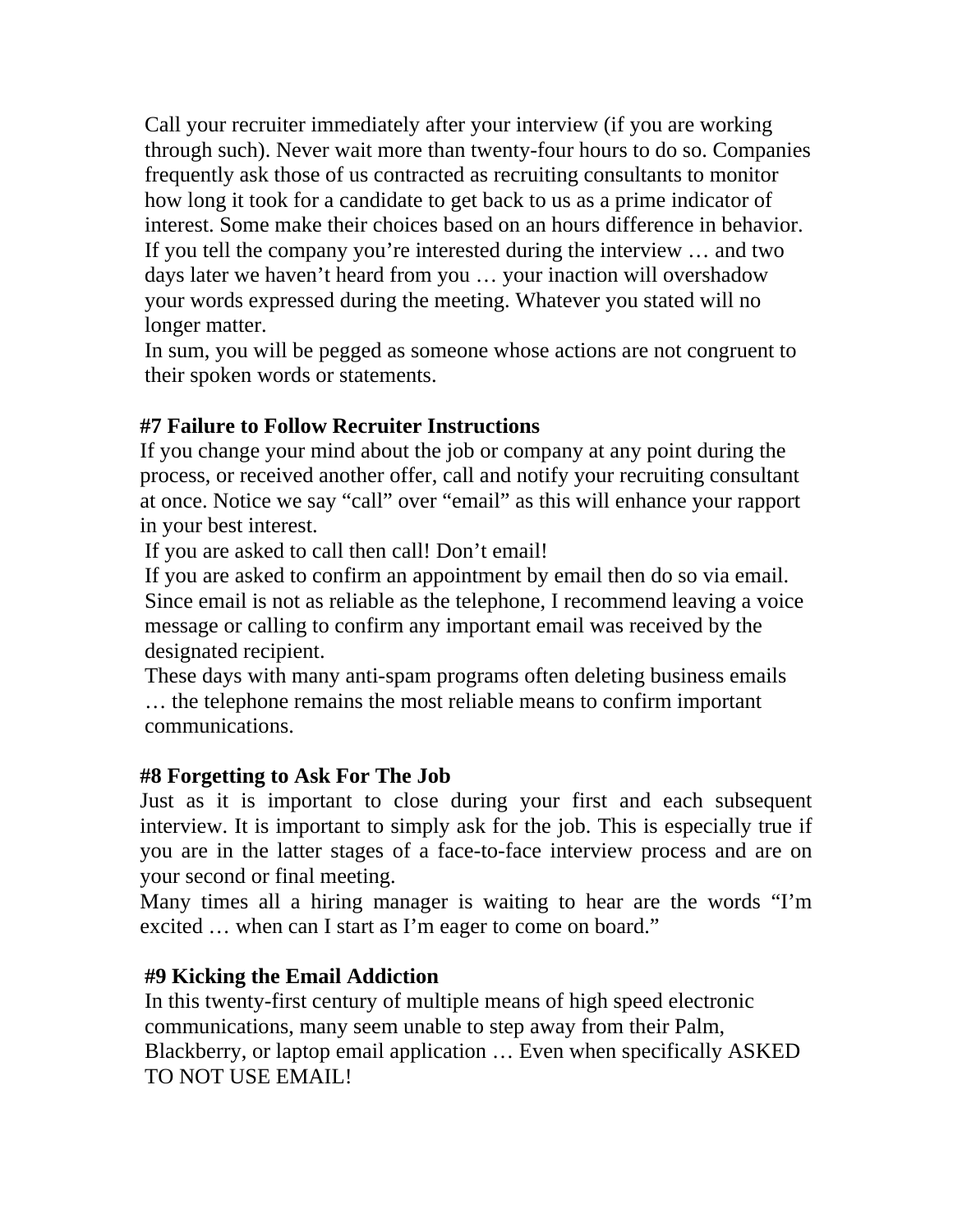Call your recruiter immediately after your interview (if you are working through such). Never wait more than twenty-four hours to do so. Companies frequently ask those of us contracted as recruiting consultants to monitor how long it took for a candidate to get back to us as a prime indicator of interest. Some make their choices based on an hours difference in behavior. If you tell the company you're interested during the interview … and two days later we haven't heard from you … your inaction will overshadow your words expressed during the meeting. Whatever you stated will no longer matter.

In sum, you will be pegged as someone whose actions are not congruent to their spoken words or statements.

**#7 Failure to Follow Recruiter Instructions**

If you change your mind about the job or company at any point during the process, or received another offer, call and notify your recruiting consultant at once. Notice we say "call" over "email" as this will enhance your rapport in your best interest.

If you are asked to call then call! Don't email!

If you are asked to confirm an appointment by email then do so via email. Since email is not as reliable as the telephone, I recommend leaving a voice message or calling to confirm any important email was received by the designated recipient.

These days with many anti-spam programs often deleting business emails … the telephone remains the most reliable means to confirm important communications.

**#8 Forgetting to Ask For The Job**

Just as it is important to close during your first and each subsequent interview. It is important to simply ask for the job. This is especially true if you are in the latter stages of a face-to-face interview process and are on your second or final meeting.

Many times all a hiring manager is waiting to hear are the words "I'm excited … when can I start as I'm eager to come on board."

**#9 Kicking the Email Addiction**

In this twenty-first century of multiple means of high speed electronic communications, many seem unable to step away from their Palm, Blackberry, or laptop email application … Even when specifically ASKED TO NOT USE EMAIL!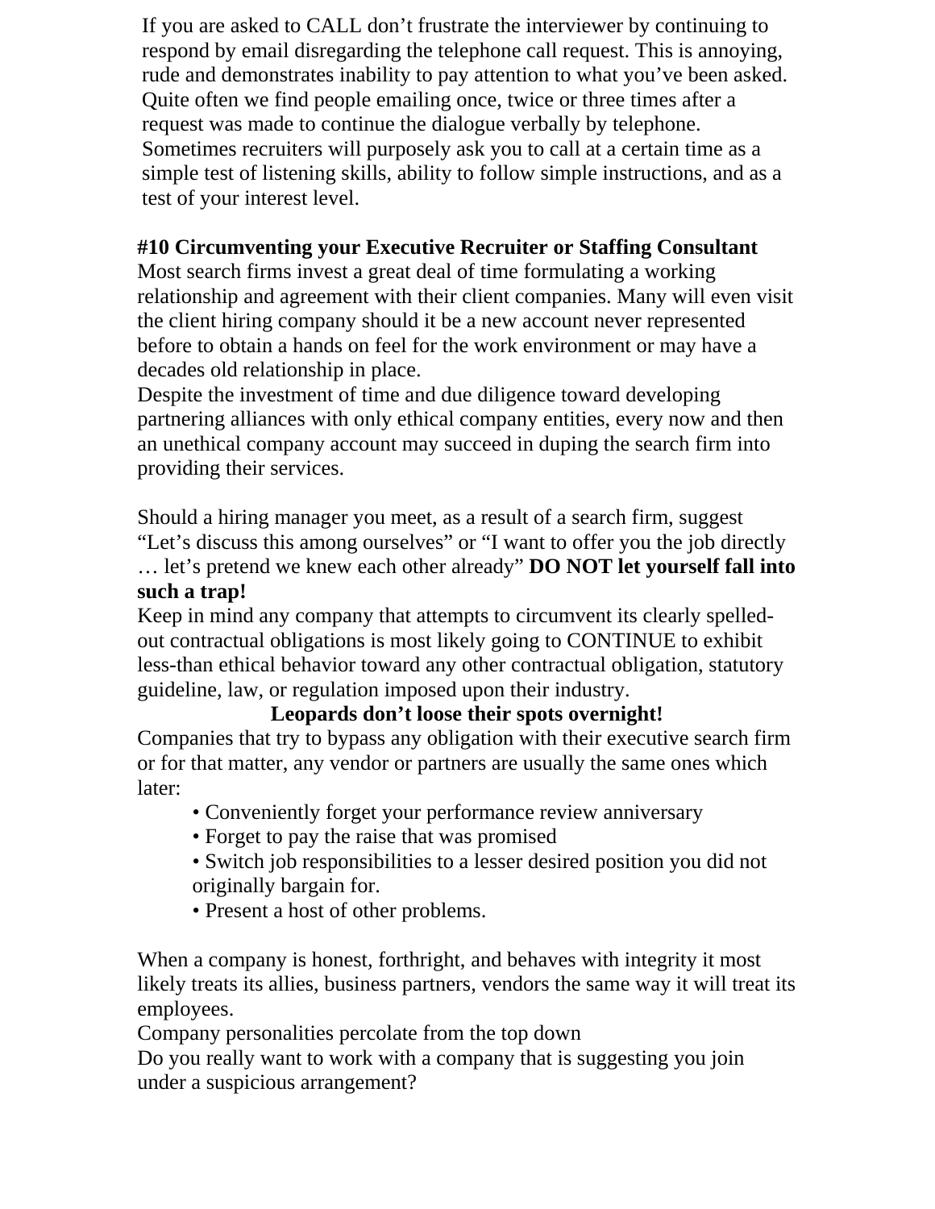If you are asked to CALL don't frustrate the interviewer by continuing to respond by email disregarding the telephone call request. This is annoying, rude and demonstrates inability to pay attention to what you've been asked. Quite often we find people emailing once, twice or three times after a request was made to continue the dialogue verbally by telephone. Sometimes recruiters will purposely ask you to call at a certain time as a simple test of listening skills, ability to follow simple instructions, and as a test of your interest level.

**#10 Circumventing your Executive Recruiter or Staffing Consultant**

Most search firms invest a great deal of time formulating a working relationship and agreement with their client companies. Many will even visit the client hiring company should it be a new account never represented before to obtain a hands on feel for the work environment or may have a decades old relationship in place.

Despite the investment of time and due diligence toward developing partnering alliances with only ethical company entities, every now and then an unethical company account may succeed in duping the search firm into providing their services.

Should a hiring manager you meet, as a result of a search firm, suggest "Let's discuss this among ourselves" or "I want to offer you the job directly … let's pretend we knew each other already" **DO NOT let yourself fall into such a trap!**

Keep in mind any company that attempts to circumvent its clearly spelled-out contractual obligations is most likely going to CONTINUE to exhibit less-than ethical behavior toward any other contractual obligation, statutory guideline, law, or regulation imposed upon their industry.

**Leopards don't loose their spots overnight!**

Companies that try to bypass any obligation with their executive search firm or for that matter, any vendor or partners are usually the same ones which later:

- Conveniently forget your performance review anniversary
- Forget to pay the raise that was promised
- Switch job responsibilities to a lesser desired position you did not originally bargain for.
- Present a host of other problems.

When a company is honest, forthright, and behaves with integrity it most likely treats its allies, business partners, vendors the same way it will treat its employees.

Company personalities percolate from the top down

Do you really want to work with a company that is suggesting you join under a suspicious arrangement?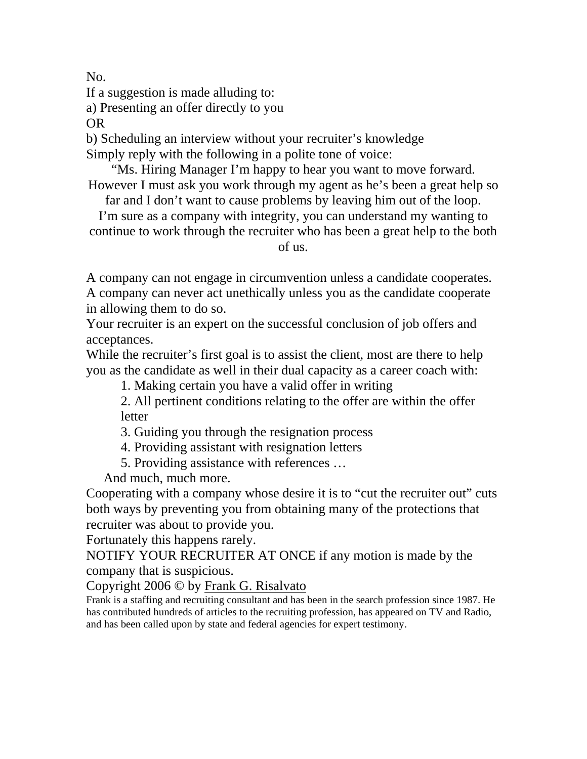No.

If a suggestion is made alluding to:

a) Presenting an offer directly to you

OR

b) Scheduling an interview without your recruiter's knowledge

Simply reply with the following in a polite tone of voice:

> "Ms. Hiring Manager I'm happy to hear you want to move forward. However I must ask you work through my agent as he's been a great help so far and I don't want to cause problems by leaving him out of the loop. I'm sure as a company with integrity, you can understand my wanting to continue to work through the recruiter who has been a great help to the both of us.

A company can not engage in circumvention unless a candidate cooperates.

A company can never act unethically unless you as the candidate cooperate in allowing them to do so.

Your recruiter is an expert on the successful conclusion of job offers and acceptances.

While the recruiter's first goal is to assist the client, most are there to help you as the candidate as well in their dual capacity as a career coach with:

1. Making certain you have a valid offer in writing
2. All pertinent conditions relating to the offer are within the offer letter
3. Guiding you through the resignation process
4. Providing assistant with resignation letters
5. Providing assistance with references …

And much, much more.

Cooperating with a company whose desire it is to "cut the recruiter out" cuts both ways by preventing you from obtaining many of the protections that recruiter was about to provide you.

Fortunately this happens rarely.

NOTIFY YOUR RECRUITER AT ONCE if any motion is made by the company that is suspicious.

Copyright 2006 © by Frank G. Risalvato

Frank is a staffing and recruiting consultant and has been in the search profession since 1987. He has contributed hundreds of articles to the recruiting profession, has appeared on TV and Radio, and has been called upon by state and federal agencies for expert testimony.